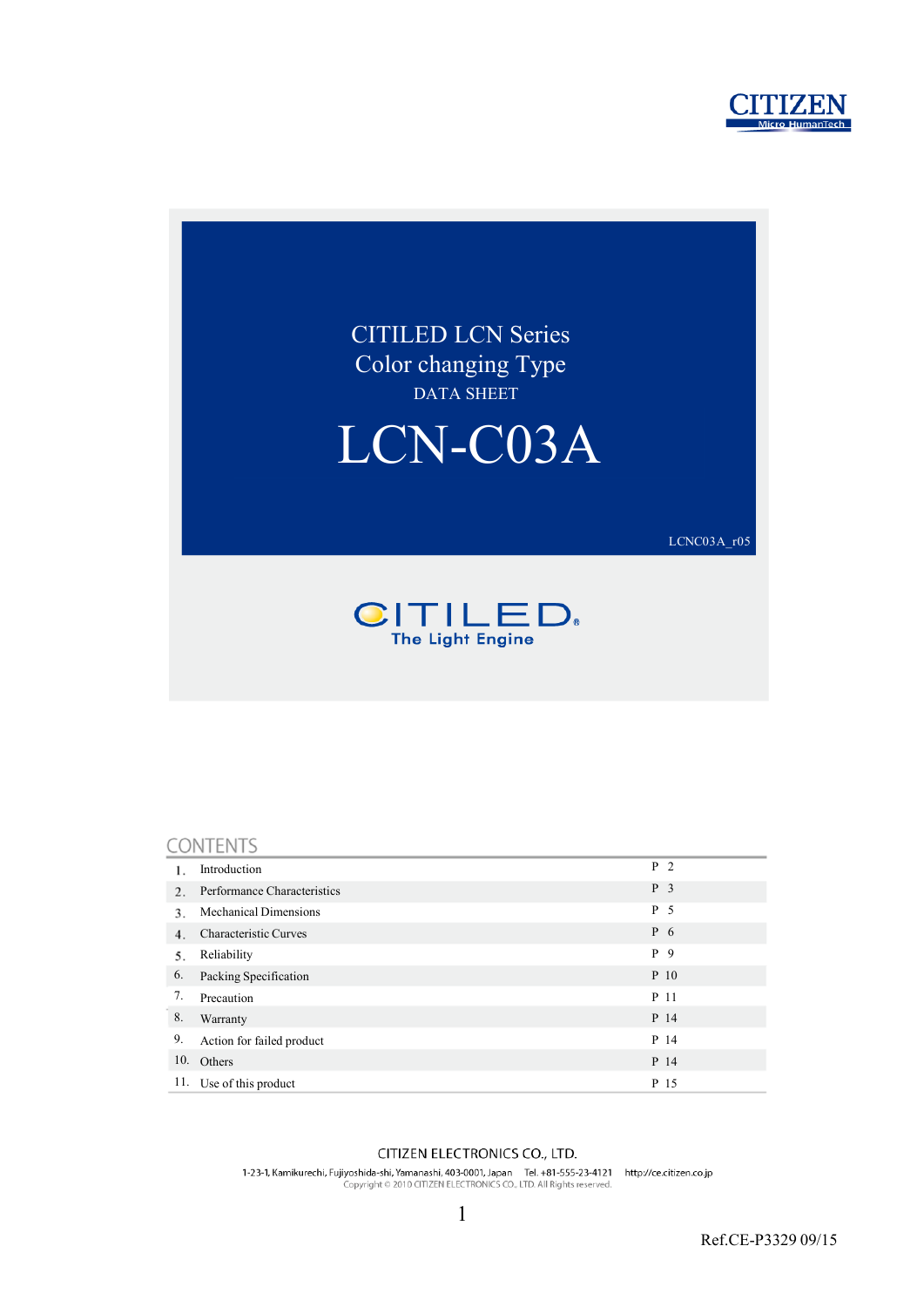CITIZEN
Micro HumanTech

# CITILED LCN Series
# Color changing Type

DATA SHEET

# LCN-C03A

LCNC03A_r05

CITILED®
The Light Engine

## CONTENTS

| | | |
|---|---|---|
| 1. | Introduction | P 2 |
| 2. | Performance Characteristics | P 3 |
| 3. | Mechanical Dimensions | P 5 |
| 4. | Characteristic Curves | P 6 |
| 5. | Reliability | P 9 |
| 6. | Packing Specification | P 10 |
| 7. | Precaution | P 11 |
| 8. | Warranty | P 14 |
| 9. | Action for failed product | P 14 |
| 10. | Others | P 14 |
| 11. | Use of this product | P 15 |

CITIZEN ELECTRONICS CO., LTD.

1-23-1, Kamikurechi, Fujiyoshida-shi, Yamanashi, 403-0001, Japan Tel. +81-555-23-4121 http://ce.citizen.co.jp

Copyright © 2010 CITIZEN ELECTRONICS CO., LTD. All Rights reserved.

Ref.CE-P3329 09/15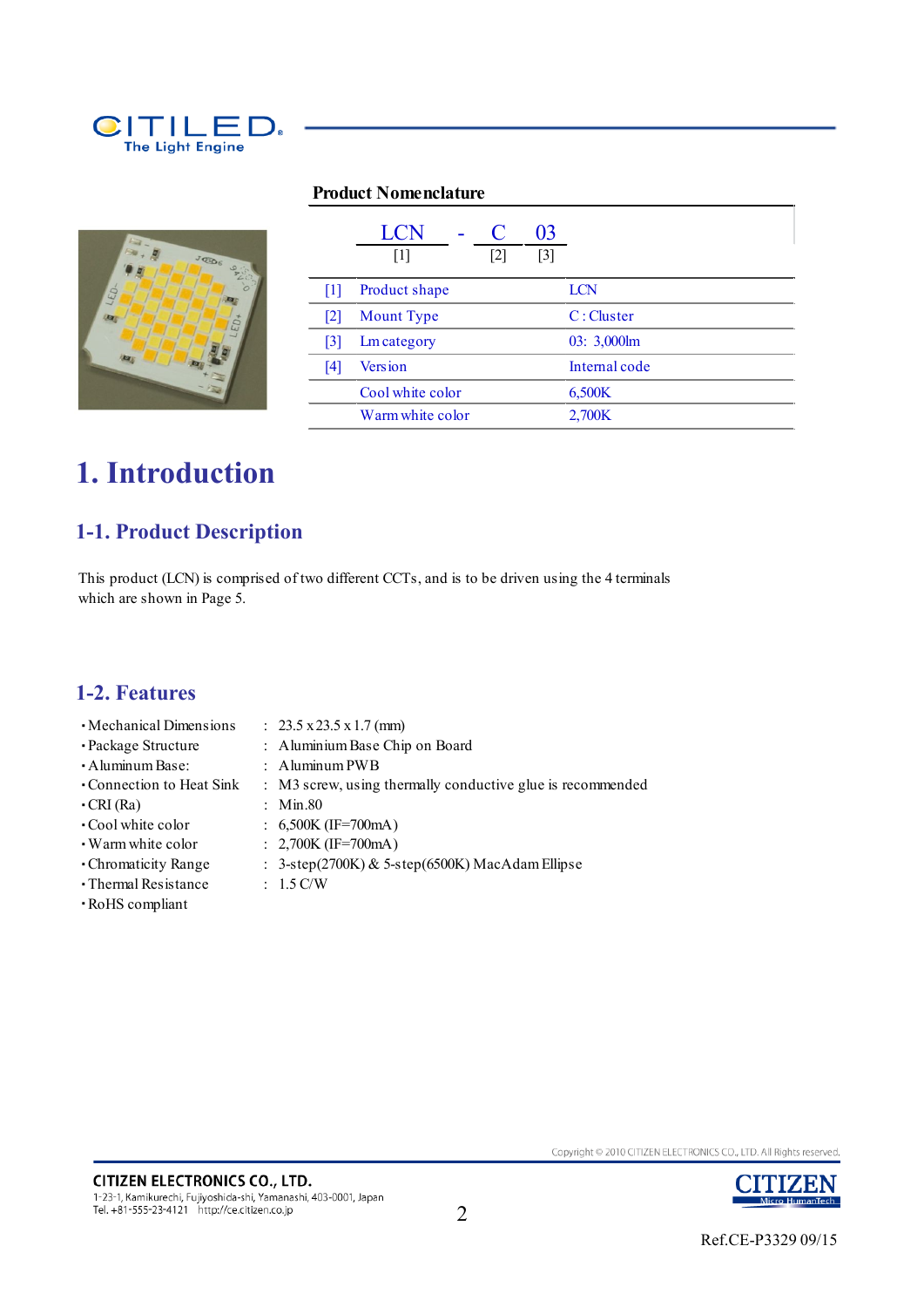**Product Nomenclature**

LCN - C 03
[1] [2] [3]

| | | |
|---|---|---|
| [1] | Product shape | LCN |
| [2] | Mount Type | C : Cluster |
| [3] | Lm category | 03: 3,000lm |
| [4] | Version | Internal code |
| | Cool white color | 6,500K |
| | Warm white color | 2,700K |

# 1. Introduction

## 1-1. Product Description

This product (LCN) is comprised of two different CCTs, and is to be driven using the 4 terminals which are shown in Page 5.

## 1-2. Features

- Mechanical Dimensions : 23.5 x 23.5 x 1.7 (mm)
- Package Structure : Aluminium Base Chip on Board
- Aluminum Base: : Aluminum PWB
- Connection to Heat Sink : M3 screw, using thermally conductive glue is recommended
- CRI (Ra) : Min.80
- Cool white color : 6,500K (IF=700mA)
- Warm white color : 2,700K (IF=700mA)
- Chromaticity Range : 3-step(2700K) & 5-step(6500K) MacAdam Ellipse
- Thermal Resistance : 1.5 C/W
- RoHS compliant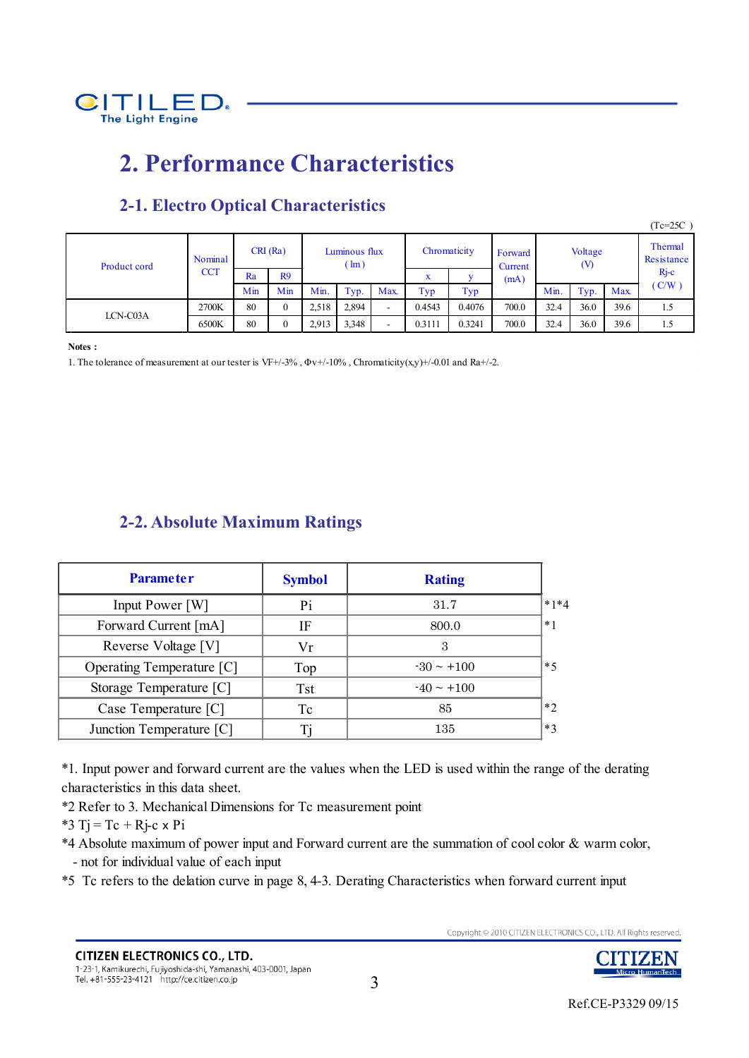# 2. Performance Characteristics

## 2-1. Electro Optical Characteristics

(Tc=25C )

| Product cord | Nominal CCT | CRI (Ra) | | Luminous flux (lm) | | | Chromaticity | | Forward Current (mA) | Voltage (V) | | | Thermal Resistance Rj-c (C/W) |
|---|---|---|---|---|---|---|---|---|---|---|---|---|---|
| | | Ra | R9 | | | | x | y | | | | | |
| | | Min | Min | Min. | Typ. | Max. | Typ | Typ | | Min. | Typ. | Max. | |
| LCN-C03A | 2700K | 80 | 0 | 2,518 | 2,894 | - | 0.4543 | 0.4076 | 700.0 | 32.4 | 36.0 | 39.6 | 1.5 |
| | 6500K | 80 | 0 | 2,913 | 3,348 | - | 0.3111 | 0.3241 | 700.0 | 32.4 | 36.0 | 39.6 | 1.5 |

**Notes :**

1. The tolerance of measurement at our tester is VF+/-3% , Φv+/-10% , Chromaticity(x,y)+/-0.01 and Ra+/-2.

## 2-2. Absolute Maximum Ratings

| Parameter | Symbol | Rating | |
|---|---|---|---|
| Input Power [W] | Pi | 31.7 | *1*4 |
| Forward Current [mA] | IF | 800.0 | *1 |
| Reverse Voltage [V] | Vr | 3 | |
| Operating Temperature [C] | Top | -30 ~ +100 | *5 |
| Storage Temperature [C] | Tst | -40 ~ +100 | |
| Case Temperature [C] | Tc | 85 | *2 |
| Junction Temperature [C] | Tj | 135 | *3 |

*1. Input power and forward current are the values when the LED is used within the range of the derating characteristics in this data sheet.

*2 Refer to 3. Mechanical Dimensions for Tc measurement point

*3 Tj = Tc + Rj-c x Pi

*4 Absolute maximum of power input and Forward current are the summation of cool color & warm color, - not for individual value of each input

*5 Tc refers to the delation curve in page 8, 4-3. Derating Characteristics when forward current input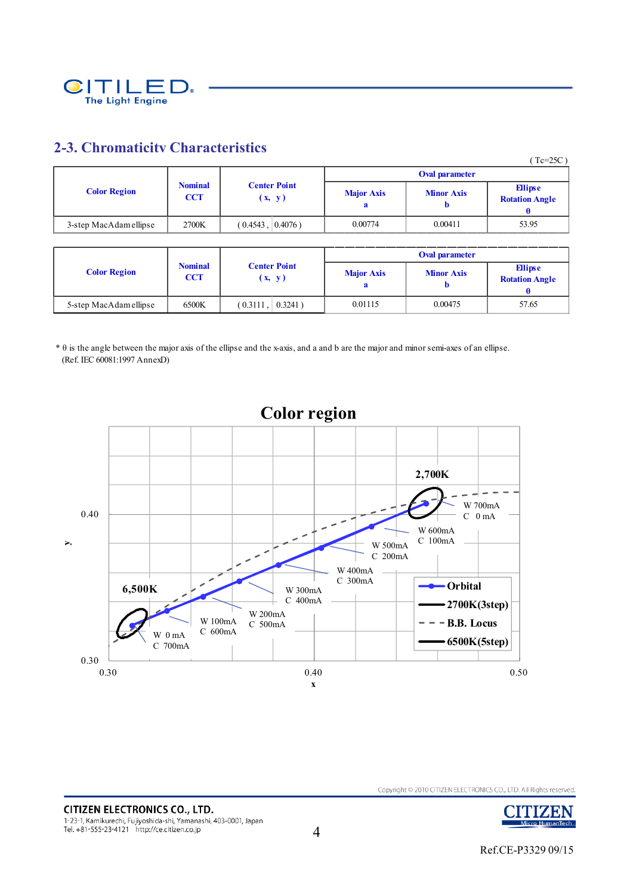## 2-3. Chromaticitv Characteristics

( Tc=25C )

| Color Region | Nominal CCT | Center Point ( x, y ) | Oval parameter | | |
|---|---|---|---|---|---|
| | | | Major Axis a | Minor Axis b | Ellipse Rotation Angle θ |
| 3-step MacAdam ellipse | 2700K | ( 0.4543 , 0.4076 ) | 0.00774 | 0.00411 | 53.95 |

| Color Region | Nominal CCT | Center Point ( x, y ) | Oval parameter | | |
|---|---|---|---|---|---|
| | | | Major Axis a | Minor Axis b | Ellipse Rotation Angle θ |
| 5-step MacAdam ellipse | 6500K | ( 0.3111 , 0.3241 ) | 0.01115 | 0.00475 | 57.65 |

* θ is the angle between the major axis of the ellipse and the x-axis, and a and b are the major and minor semi-axes of an ellipse.
(Ref. IEC 60081:1997 AnnexD)

**Color region**

Chart labels: 2,700K; 6,500K; W 700mA C 0 mA; W 600mA C 100mA; W 500mA C 200mA; W 400mA C 300mA; W 300mA C 400mA; W 200mA C 500mA; W 100mA C 600mA; W 0 mA C 700mA. Legend: Orbital; 2700K(3step); B.B. Locus; 6500K(5step). Axes: x (0.30, 0.40, 0.50); y (0.30, 0.40).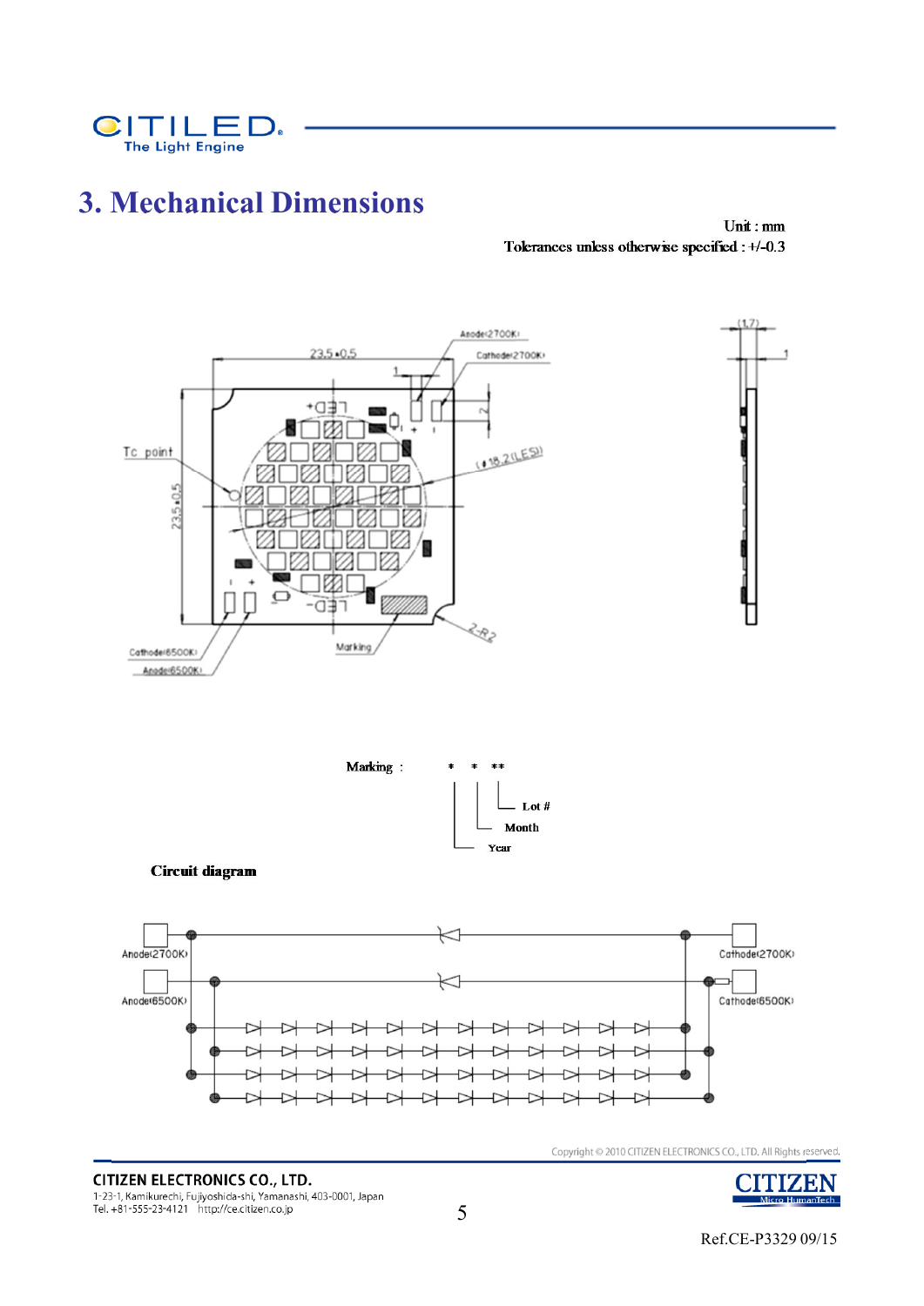# 3. Mechanical Dimensions

Unit : mm

Tolerances unless otherwise specified : +/-0.3

Marking : * * **

- Lot #
- Month
- Year

**Circuit diagram**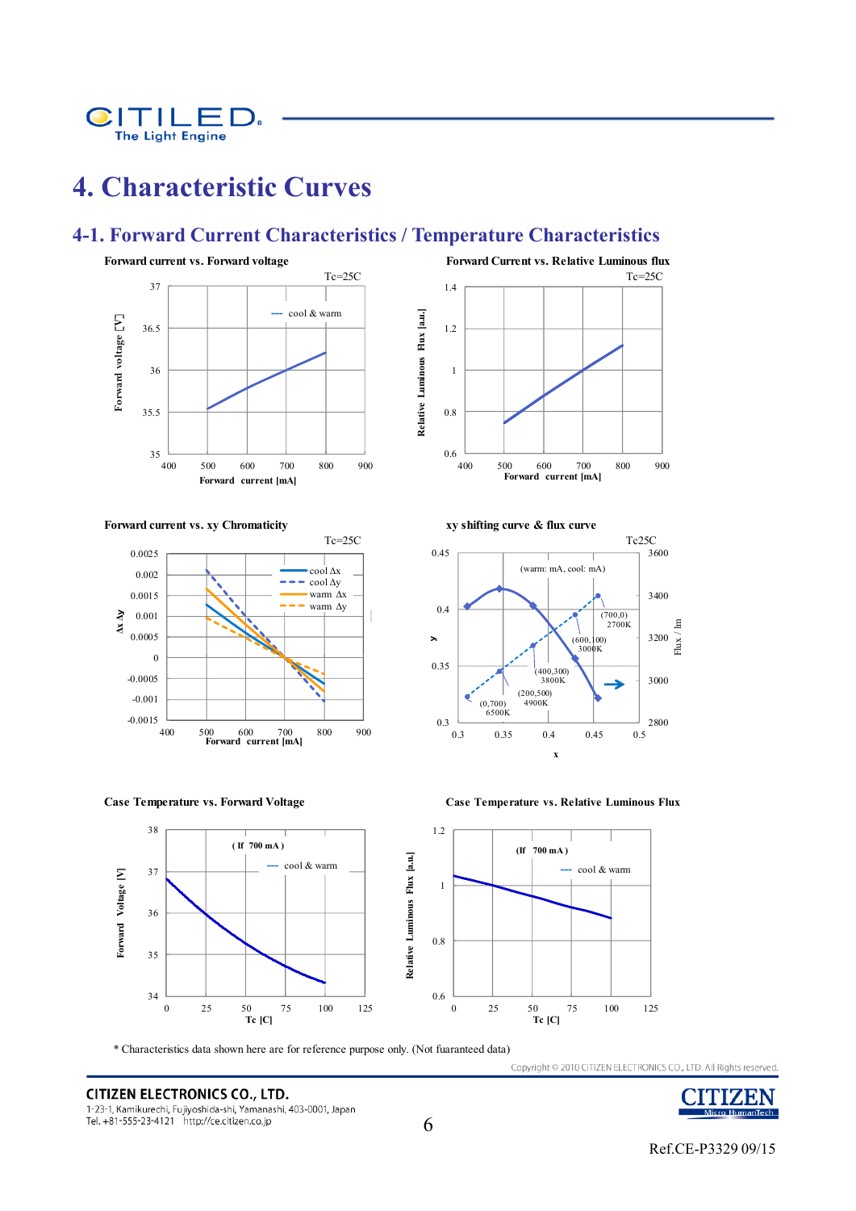# 4. Characteristic Curves

## 4-1. Forward Current Characteristics / Temperature Characteristics

**Forward current vs. Forward voltage**

Tc=25C

**Forward Current vs. Relative Luminous flux**

Tc=25C

**Forward current vs. xy Chromaticity**

Tc=25C

**xy shifting curve & flux curve**

Tc25C

**Case Temperature vs. Forward Voltage**

**Case Temperature vs. Relative Luminous Flux**

* Characteristics data shown here are for reference purpose only. (Not fuaranteed data)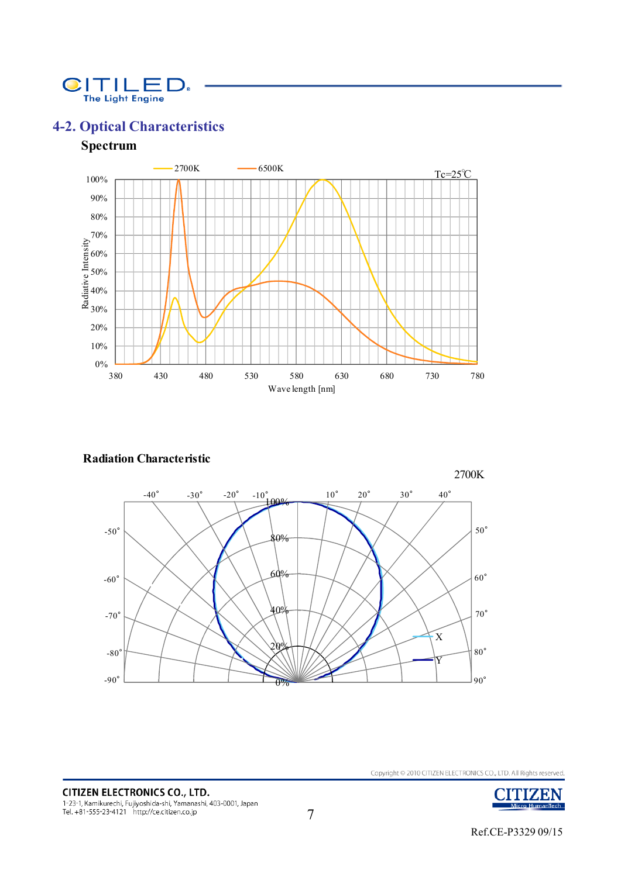## 4-2. Optical Characteristics

### Spectrum

### Radiation Characteristic

2700K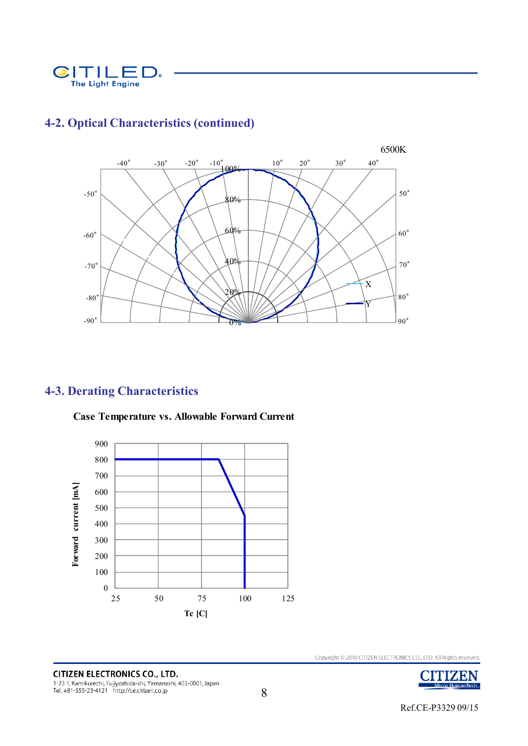## 4-2. Optical Characteristics (continued)

6500K

## 4-3. Derating Characteristics

**Case Temperature vs. Allowable Forward Current**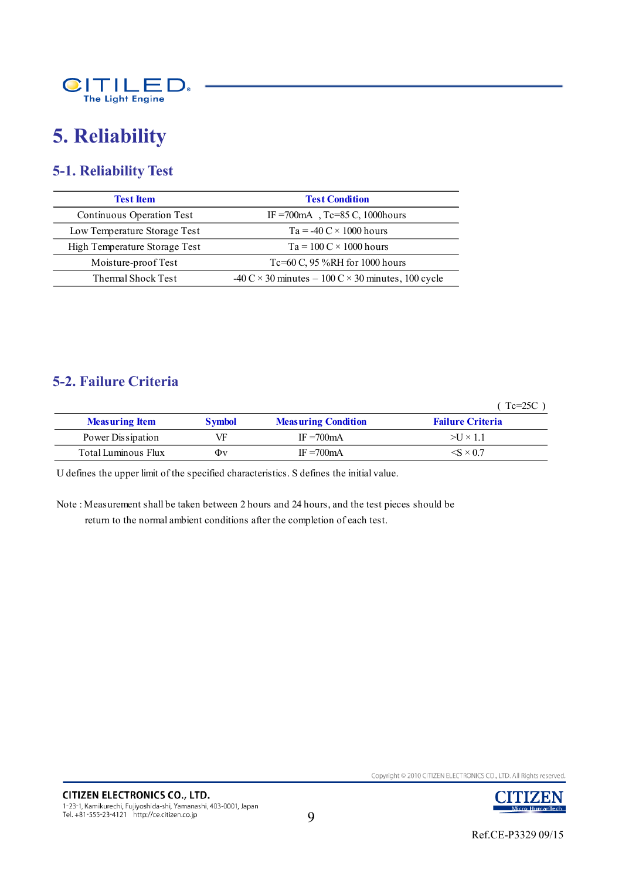# 5. Reliability

## 5-1. Reliability Test

| Test Item | Test Condition |
|---|---|
| Continuous Operation Test | IF =700mA , Tc=85 C, 1000hours |
| Low Temperature Storage Test | Ta = -40 C × 1000 hours |
| High Temperature Storage Test | Ta = 100 C × 1000 hours |
| Moisture-proof Test | Tc=60 C, 95 %RH for 1000 hours |
| Thermal Shock Test | -40 C × 30 minutes – 100 C × 30 minutes, 100 cycle |

## 5-2. Failure Criteria

( Tc=25C )

| Measuring Item | Symbol | Measuring Condition | Failure Criteria |
|---|---|---|---|
| Power Dissipation | VF | IF =700mA | >U × 1.1 |
| Total Luminous Flux | Φv | IF =700mA | <S × 0.7 |

U defines the upper limit of the specified characteristics. S defines the initial value.

Note : Measurement shall be taken between 2 hours and 24 hours, and the test pieces should be return to the normal ambient conditions after the completion of each test.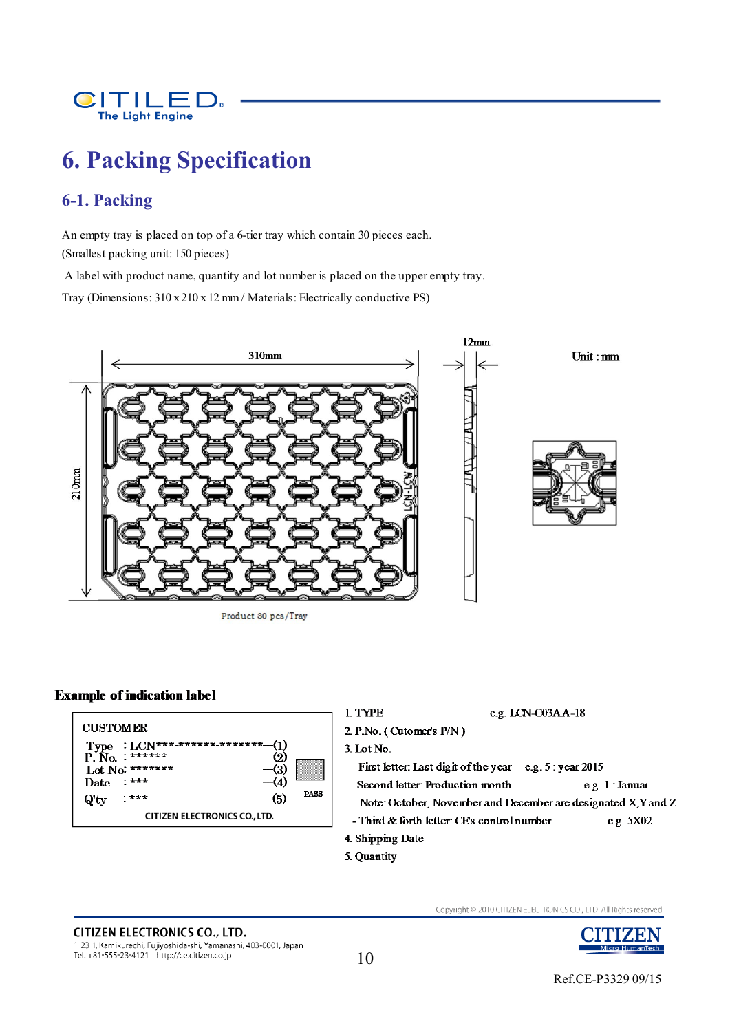# 6. Packing Specification

## 6-1. Packing

An empty tray is placed on top of a 6-tier tray which contain 30 pieces each.
(Smallest packing unit: 150 pieces)

A label with product name, quantity and lot number is placed on the upper empty tray.

Tray (Dimensions: 310 x 210 x 12 mm / Materials: Electrically conductive PS)

310mm

12mm

Unit : mm

210mm

Product 30 pcs/Tray

### Example of indication label

CUSTOMER

Type : LCN***-******-*******---(1)
P. No. : ******---(2)
Lot No: *******---(3)
Date : ***---(4)
Q'ty : ***---(5)

PASS

CITIZEN ELECTRONICS CO., LTD.

1. TYPE e.g. LCN-C03AA-18
2. P.No. ( Cutomer's P/N )
3. Lot No.
   - First letter: Last digit of the year e.g. 5 : year 2015
   - Second letter: Production month e.g. 1 : Januar
     Note: October, November and December are designated X,Y and Z.
   - Third & forth letter: CE's control number e.g. 5X02
4. Shipping Date
5. Quantity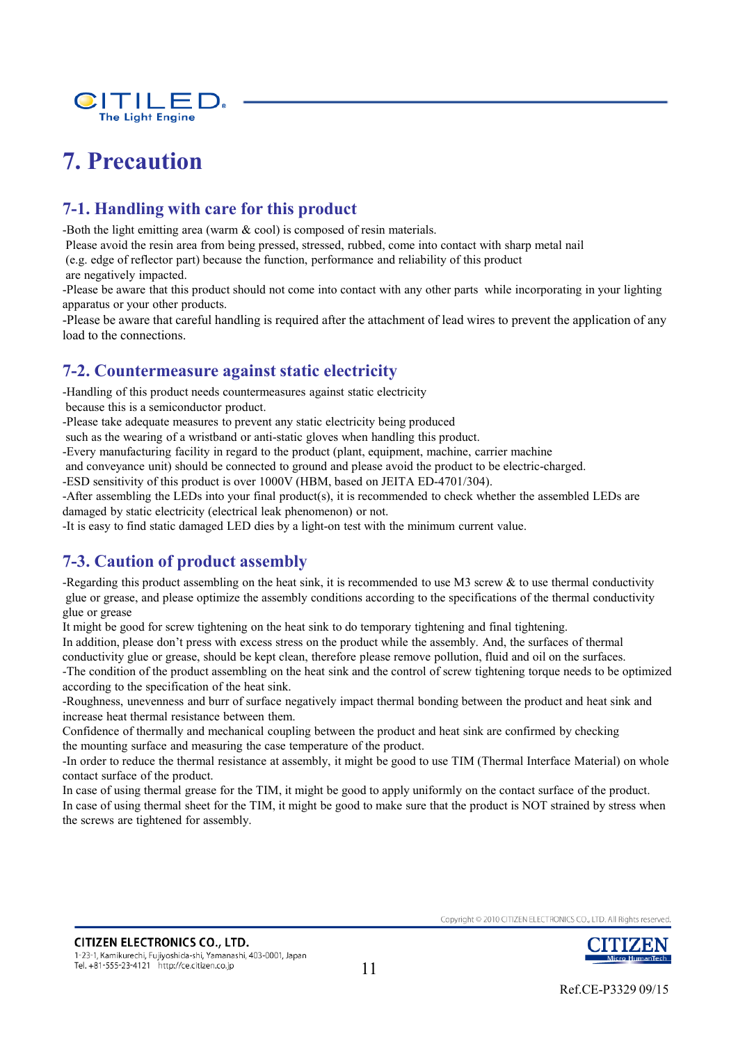# 7. Precaution

## 7-1. Handling with care for this product

-Both the light emitting area (warm & cool) is composed of resin materials.
Please avoid the resin area from being pressed, stressed, rubbed, come into contact with sharp metal nail (e.g. edge of reflector part) because the function, performance and reliability of this product are negatively impacted.
-Please be aware that this product should not come into contact with any other parts while incorporating in your lighting apparatus or your other products.
-Please be aware that careful handling is required after the attachment of lead wires to prevent the application of any load to the connections.

## 7-2. Countermeasure against static electricity

-Handling of this product needs countermeasures against static electricity because this is a semiconductor product.
-Please take adequate measures to prevent any static electricity being produced such as the wearing of a wristband or anti-static gloves when handling this product.
-Every manufacturing facility in regard to the product (plant, equipment, machine, carrier machine and conveyance unit) should be connected to ground and please avoid the product to be electric-charged.
-ESD sensitivity of this product is over 1000V (HBM, based on JEITA ED-4701/304).
-After assembling the LEDs into your final product(s), it is recommended to check whether the assembled LEDs are damaged by static electricity (electrical leak phenomenon) or not.
-It is easy to find static damaged LED dies by a light-on test with the minimum current value.

## 7-3. Caution of product assembly

-Regarding this product assembling on the heat sink, it is recommended to use M3 screw & to use thermal conductivity glue or grease, and please optimize the assembly conditions according to the specifications of the thermal conductivity glue or grease
It might be good for screw tightening on the heat sink to do temporary tightening and final tightening.
In addition, please don't press with excess stress on the product while the assembly. And, the surfaces of thermal conductivity glue or grease, should be kept clean, therefore please remove pollution, fluid and oil on the surfaces.
-The condition of the product assembling on the heat sink and the control of screw tightening torque needs to be optimized according to the specification of the heat sink.
-Roughness, unevenness and burr of surface negatively impact thermal bonding between the product and heat sink and increase heat thermal resistance between them.
Confidence of thermally and mechanical coupling between the product and heat sink are confirmed by checking the mounting surface and measuring the case temperature of the product.
-In order to reduce the thermal resistance at assembly, it might be good to use TIM (Thermal Interface Material) on whole contact surface of the product.
In case of using thermal grease for the TIM, it might be good to apply uniformly on the contact surface of the product.
In case of using thermal sheet for the TIM, it might be good to make sure that the product is NOT strained by stress when the screws are tightened for assembly.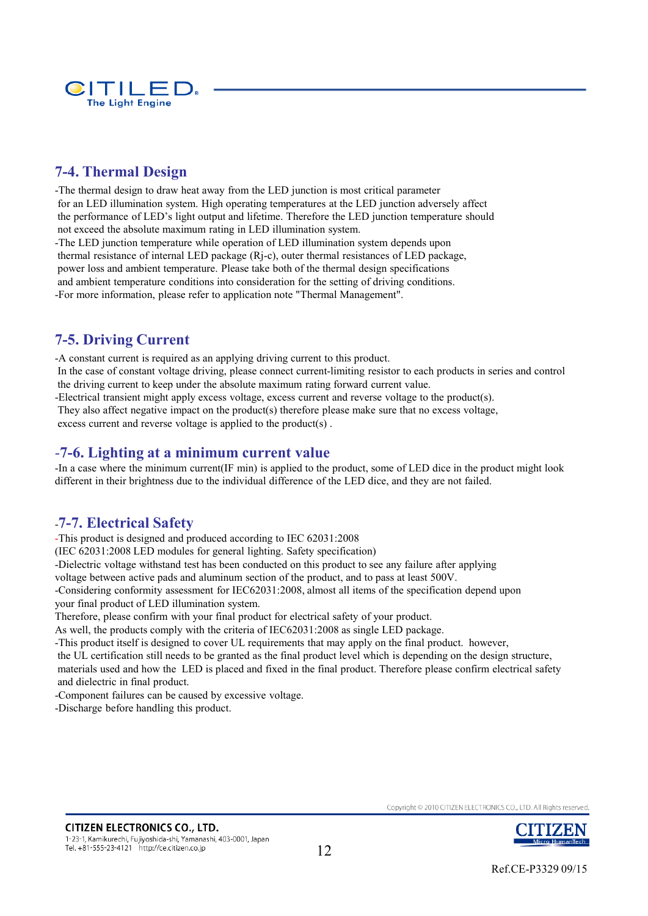## 7-4. Thermal Design

-The thermal design to draw heat away from the LED junction is most critical parameter for an LED illumination system. High operating temperatures at the LED junction adversely affect the performance of LED's light output and lifetime. Therefore the LED junction temperature should not exceed the absolute maximum rating in LED illumination system.

-The LED junction temperature while operation of LED illumination system depends upon thermal resistance of internal LED package (Rj-c), outer thermal resistances of LED package, power loss and ambient temperature. Please take both of the thermal design specifications and ambient temperature conditions into consideration for the setting of driving conditions.

-For more information, please refer to application note "Thermal Management".

## 7-5. Driving Current

-A constant current is required as an applying driving current to this product.
In the case of constant voltage driving, please connect current-limiting resistor to each products in series and control the driving current to keep under the absolute maximum rating forward current value.

-Electrical transient might apply excess voltage, excess current and reverse voltage to the product(s).
They also affect negative impact on the product(s) therefore please make sure that no excess voltage, excess current and reverse voltage is applied to the product(s) .

## -7-6. Lighting at a minimum current value

-In a case where the minimum current(IF min) is applied to the product, some of LED dice in the product might look different in their brightness due to the individual difference of the LED dice, and they are not failed.

## -7-7. Electrical Safety

-This product is designed and produced according to IEC 62031:2008
(IEC 62031:2008 LED modules for general lighting. Safety specification)

-Dielectric voltage withstand test has been conducted on this product to see any failure after applying voltage between active pads and aluminum section of the product, and to pass at least 500V.

-Considering conformity assessment for IEC62031:2008, almost all items of the specification depend upon your final product of LED illumination system.
Therefore, please confirm with your final product for electrical safety of your product.
As well, the products comply with the criteria of IEC62031:2008 as single LED package.

-This product itself is designed to cover UL requirements that may apply on the final product. however, the UL certification still needs to be granted as the final product level which is depending on the design structure, materials used and how the LED is placed and fixed in the final product. Therefore please confirm electrical safety and dielectric in final product.

-Component failures can be caused by excessive voltage.

-Discharge before handling this product.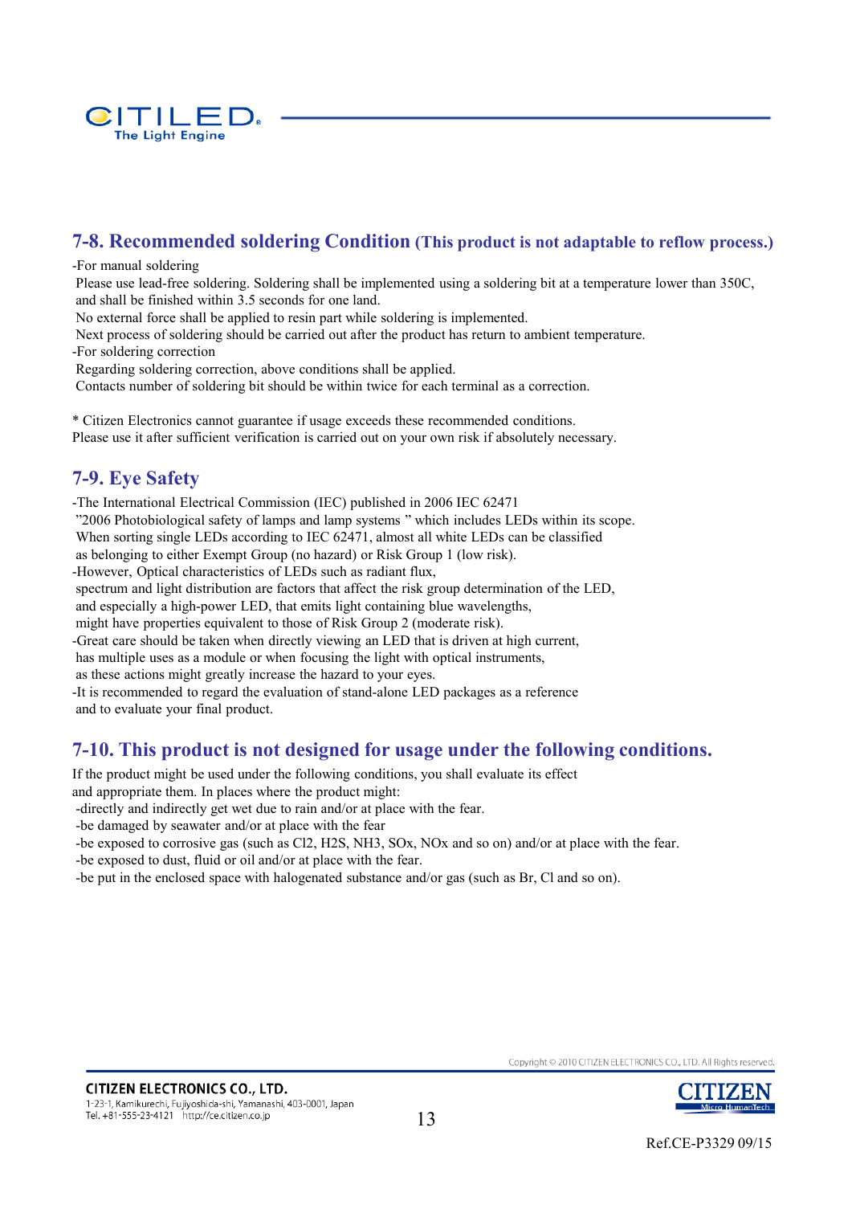## 7-8. Recommended soldering Condition (This product is not adaptable to reflow process.)

-For manual soldering
Please use lead-free soldering. Soldering shall be implemented using a soldering bit at a temperature lower than 350C, and shall be finished within 3.5 seconds for one land.
No external force shall be applied to resin part while soldering is implemented.
Next process of soldering should be carried out after the product has return to ambient temperature.
-For soldering correction
Regarding soldering correction, above conditions shall be applied.
Contacts number of soldering bit should be within twice for each terminal as a correction.

* Citizen Electronics cannot guarantee if usage exceeds these recommended conditions.
Please use it after sufficient verification is carried out on your own risk if absolutely necessary.

## 7-9. Eye Safety

-The International Electrical Commission (IEC) published in 2006 IEC 62471
"2006 Photobiological safety of lamps and lamp systems " which includes LEDs within its scope.
When sorting single LEDs according to IEC 62471, almost all white LEDs can be classified as belonging to either Exempt Group (no hazard) or Risk Group 1 (low risk).
-However, Optical characteristics of LEDs such as radiant flux, spectrum and light distribution are factors that affect the risk group determination of the LED, and especially a high-power LED, that emits light containing blue wavelengths, might have properties equivalent to those of Risk Group 2 (moderate risk).
-Great care should be taken when directly viewing an LED that is driven at high current, has multiple uses as a module or when focusing the light with optical instruments, as these actions might greatly increase the hazard to your eyes.
-It is recommended to regard the evaluation of stand-alone LED packages as a reference and to evaluate your final product.

## 7-10. This product is not designed for usage under the following conditions.

If the product might be used under the following conditions, you shall evaluate its effect and appropriate them. In places where the product might:
-directly and indirectly get wet due to rain and/or at place with the fear.
-be damaged by seawater and/or at place with the fear
-be exposed to corrosive gas (such as $Cl_2$, $H_2S$, $NH_3$, $SO_x$, $NO_x$ and so on) and/or at place with the fear.
-be exposed to dust, fluid or oil and/or at place with the fear.
-be put in the enclosed space with halogenated substance and/or gas (such as Br, Cl and so on).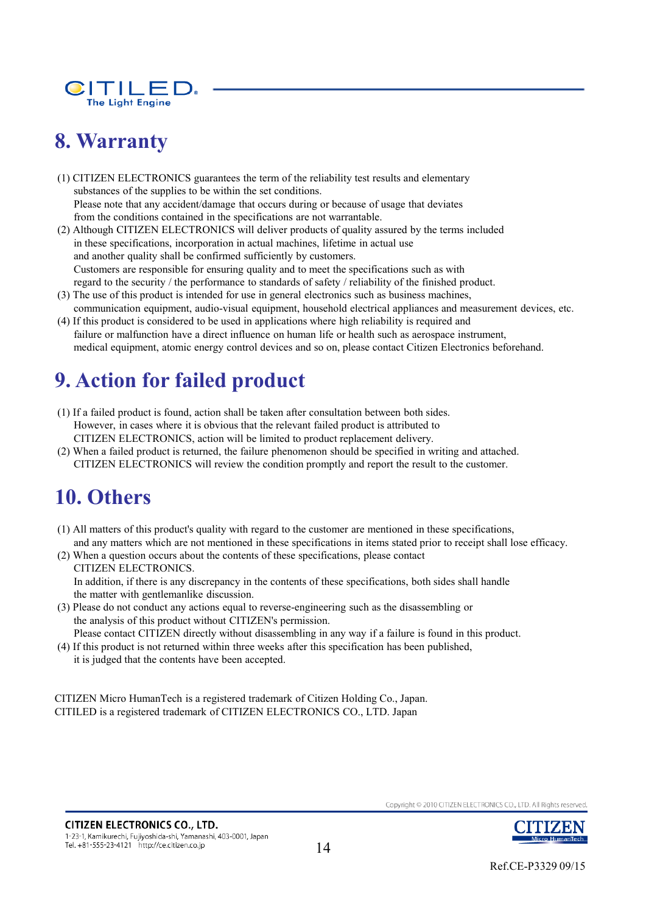## 8. Warranty

(1) CITIZEN ELECTRONICS guarantees the term of the reliability test results and elementary substances of the supplies to be within the set conditions.
Please note that any accident/damage that occurs during or because of usage that deviates from the conditions contained in the specifications are not warrantable.

(2) Although CITIZEN ELECTRONICS will deliver products of quality assured by the terms included in these specifications, incorporation in actual machines, lifetime in actual use and another quality shall be confirmed sufficiently by customers.
Customers are responsible for ensuring quality and to meet the specifications such as with regard to the security / the performance to standards of safety / reliability of the finished product.

(3) The use of this product is intended for use in general electronics such as business machines, communication equipment, audio-visual equipment, household electrical appliances and measurement devices, etc.

(4) If this product is considered to be used in applications where high reliability is required and failure or malfunction have a direct influence on human life or health such as aerospace instrument, medical equipment, atomic energy control devices and so on, please contact Citizen Electronics beforehand.

## 9. Action for failed product

(1) If a failed product is found, action shall be taken after consultation between both sides.
However, in cases where it is obvious that the relevant failed product is attributed to CITIZEN ELECTRONICS, action will be limited to product replacement delivery.

(2) When a failed product is returned, the failure phenomenon should be specified in writing and attached.
CITIZEN ELECTRONICS will review the condition promptly and report the result to the customer.

## 10. Others

(1) All matters of this product's quality with regard to the customer are mentioned in these specifications, and any matters which are not mentioned in these specifications in items stated prior to receipt shall lose efficacy.

(2) When a question occurs about the contents of these specifications, please contact CITIZEN ELECTRONICS.
In addition, if there is any discrepancy in the contents of these specifications, both sides shall handle the matter with gentlemanlike discussion.

(3) Please do not conduct any actions equal to reverse-engineering such as the disassembling or the analysis of this product without CITIZEN's permission.
Please contact CITIZEN directly without disassembling in any way if a failure is found in this product.

(4) If this product is not returned within three weeks after this specification has been published, it is judged that the contents have been accepted.

CITIZEN Micro HumanTech is a registered trademark of Citizen Holding Co., Japan.
CITILED is a registered trademark of CITIZEN ELECTRONICS CO., LTD. Japan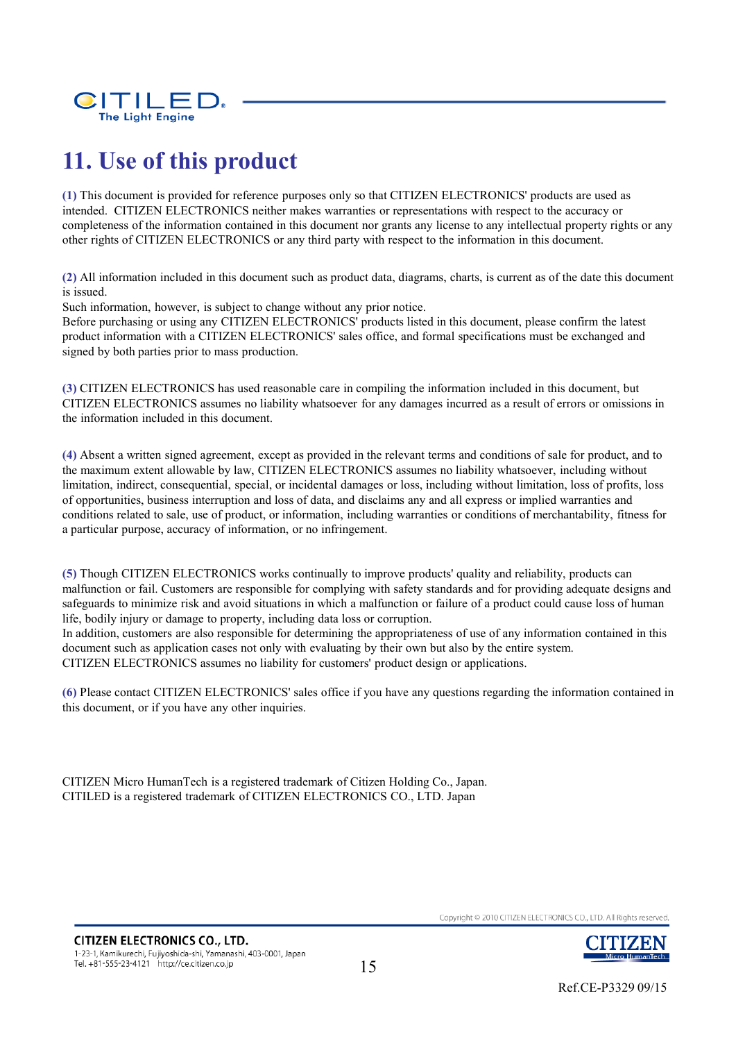# 11. Use of this product

**(1)** This document is provided for reference purposes only so that CITIZEN ELECTRONICS' products are used as intended. CITIZEN ELECTRONICS neither makes warranties or representations with respect to the accuracy or completeness of the information contained in this document nor grants any license to any intellectual property rights or any other rights of CITIZEN ELECTRONICS or any third party with respect to the information in this document.

**(2)** All information included in this document such as product data, diagrams, charts, is current as of the date this document is issued.
Such information, however, is subject to change without any prior notice.
Before purchasing or using any CITIZEN ELECTRONICS' products listed in this document, please confirm the latest product information with a CITIZEN ELECTRONICS' sales office, and formal specifications must be exchanged and signed by both parties prior to mass production.

**(3)** CITIZEN ELECTRONICS has used reasonable care in compiling the information included in this document, but CITIZEN ELECTRONICS assumes no liability whatsoever for any damages incurred as a result of errors or omissions in the information included in this document.

**(4)** Absent a written signed agreement, except as provided in the relevant terms and conditions of sale for product, and to the maximum extent allowable by law, CITIZEN ELECTRONICS assumes no liability whatsoever, including without limitation, indirect, consequential, special, or incidental damages or loss, including without limitation, loss of profits, loss of opportunities, business interruption and loss of data, and disclaims any and all express or implied warranties and conditions related to sale, use of product, or information, including warranties or conditions of merchantability, fitness for a particular purpose, accuracy of information, or no infringement.

**(5)** Though CITIZEN ELECTRONICS works continually to improve products' quality and reliability, products can malfunction or fail. Customers are responsible for complying with safety standards and for providing adequate designs and safeguards to minimize risk and avoid situations in which a malfunction or failure of a product could cause loss of human life, bodily injury or damage to property, including data loss or corruption.
In addition, customers are also responsible for determining the appropriateness of use of any information contained in this document such as application cases not only with evaluating by their own but also by the entire system.
CITIZEN ELECTRONICS assumes no liability for customers' product design or applications.

**(6)** Please contact CITIZEN ELECTRONICS' sales office if you have any questions regarding the information contained in this document, or if you have any other inquiries.

CITIZEN Micro HumanTech is a registered trademark of Citizen Holding Co., Japan.
CITILED is a registered trademark of CITIZEN ELECTRONICS CO., LTD. Japan

Copyright © 2010 CITIZEN ELECTRONICS CO., LTD. All Rights reserved.

**CITIZEN ELECTRONICS CO., LTD.**
1-23-1, Kamikurechi, Fujiyoshida-shi, Yamanashi, 403-0001, Japan
Tel. +81-555-23-4121 http://ce.citizen.co.jp

Ref.CE-P3329 09/15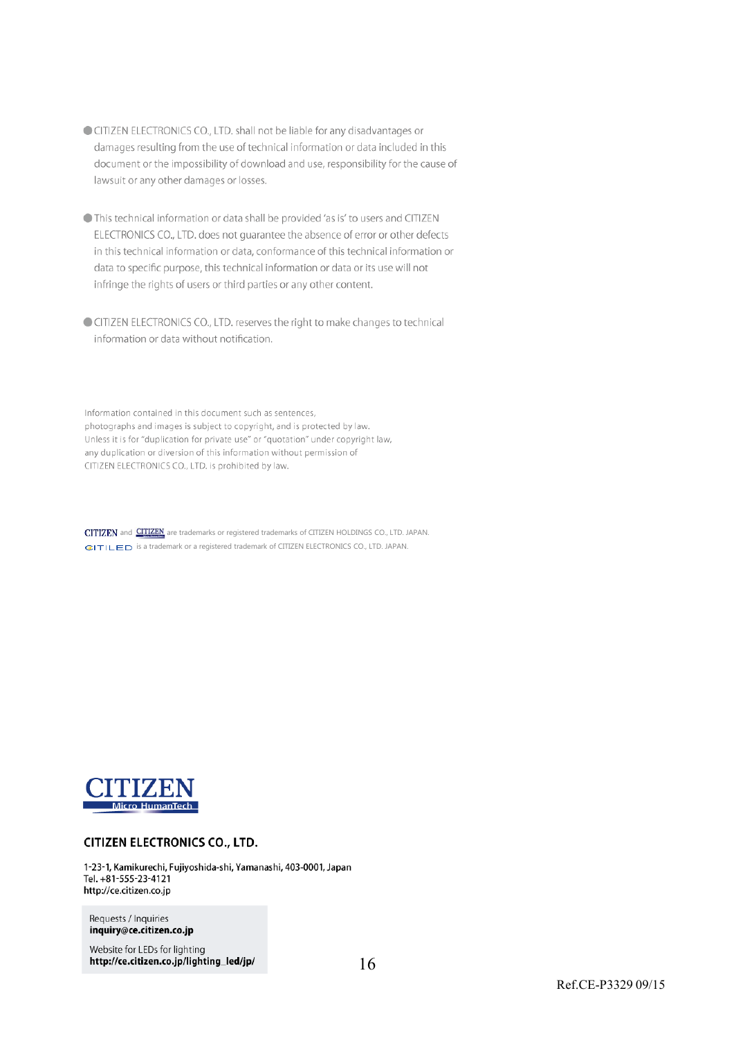- CITIZEN ELECTRONICS CO., LTD. shall not be liable for any disadvantages or damages resulting from the use of technical information or data included in this document or the impossibility of download and use, responsibility for the cause of lawsuit or any other damages or losses.

- This technical information or data shall be provided 'as is' to users and CITIZEN ELECTRONICS CO., LTD. does not guarantee the absence of error or other defects in this technical information or data, conformance of this technical information or data to specific purpose, this technical information or data or its use will not infringe the rights of users or third parties or any other content.

- CITIZEN ELECTRONICS CO., LTD. reserves the right to make changes to technical information or data without notification.

Information contained in this document such as sentences, photographs and images is subject to copyright, and is protected by law. Unless it is for "duplication for private use" or "quotation" under copyright law, any duplication or diversion of this information without permission of CITIZEN ELECTRONICS CO., LTD. is prohibited by law.

CITIZEN and CITIZEN are trademarks or registered trademarks of CITIZEN HOLDINGS CO., LTD. JAPAN.
CITILED is a trademark or a registered trademark of CITIZEN ELECTRONICS CO., LTD. JAPAN.

CITIZEN
Micro HumanTech

**CITIZEN ELECTRONICS CO., LTD.**

1-23-1, Kamikurechi, Fujiyoshida-shi, Yamanashi, 403-0001, Japan
Tel. +81-555-23-4121
http://ce.citizen.co.jp

Requests / Inquiries
**inquiry@ce.citizen.co.jp**

Website for LEDs for lighting
**http://ce.citizen.co.jp/lighting_led/jp/**

Ref.CE-P3329 09/15